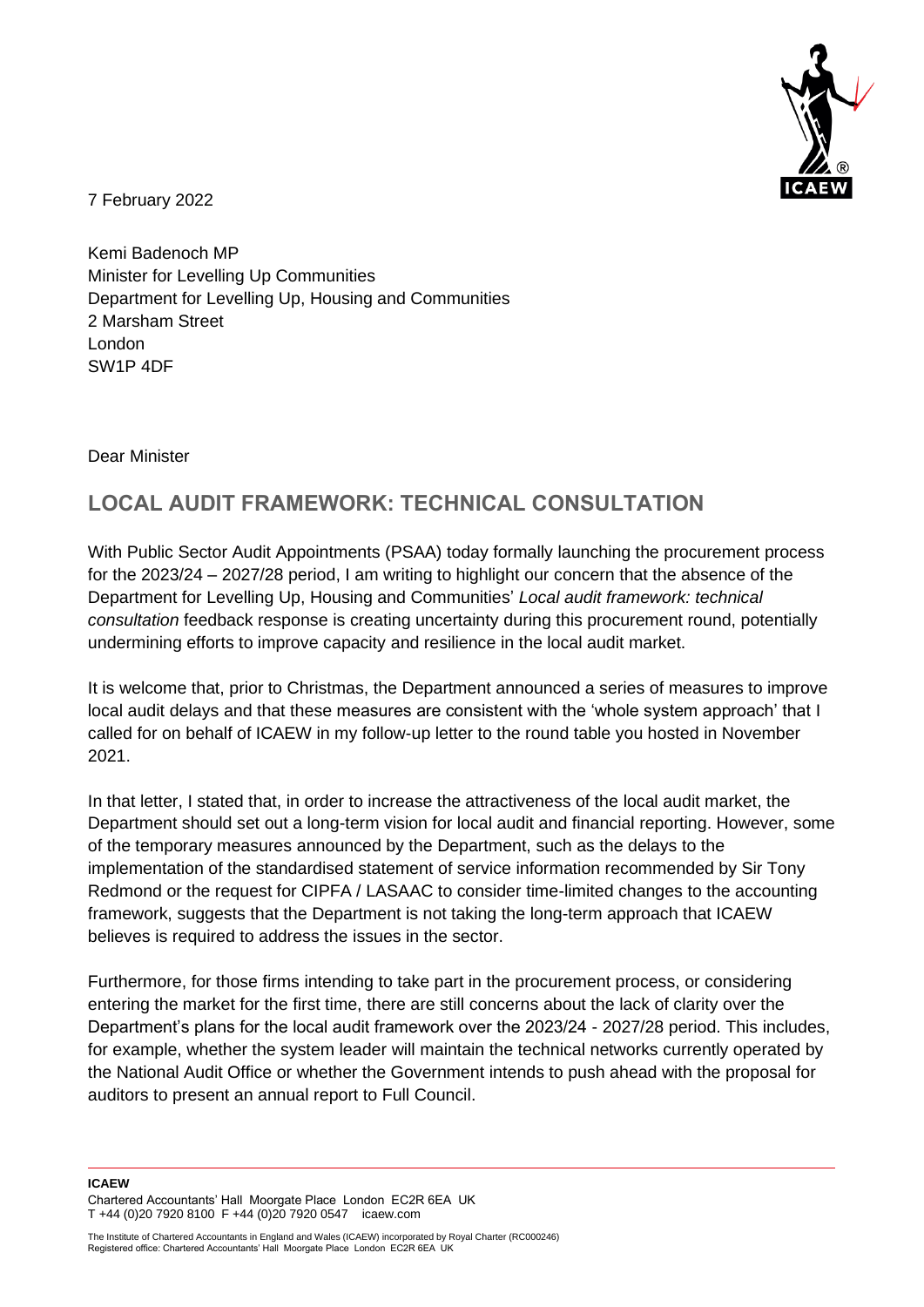7 February 2022

Kemi Badenoch MP
Minister for Levelling Up Communities
Department for Levelling Up, Housing and Communities
2 Marsham Street
London
SW1P 4DF

Dear Minister

## LOCAL AUDIT FRAMEWORK: TECHNICAL CONSULTATION

With Public Sector Audit Appointments (PSAA) today formally launching the procurement process for the 2023/24 – 2027/28 period, I am writing to highlight our concern that the absence of the Department for Levelling Up, Housing and Communities' *Local audit framework: technical consultation* feedback response is creating uncertainty during this procurement round, potentially undermining efforts to improve capacity and resilience in the local audit market.

It is welcome that, prior to Christmas, the Department announced a series of measures to improve local audit delays and that these measures are consistent with the 'whole system approach' that I called for on behalf of ICAEW in my follow-up letter to the round table you hosted in November 2021.

In that letter, I stated that, in order to increase the attractiveness of the local audit market, the Department should set out a long-term vision for local audit and financial reporting. However, some of the temporary measures announced by the Department, such as the delays to the implementation of the standardised statement of service information recommended by Sir Tony Redmond or the request for CIPFA / LASAAC to consider time-limited changes to the accounting framework, suggests that the Department is not taking the long-term approach that ICAEW believes is required to address the issues in the sector.

Furthermore, for those firms intending to take part in the procurement process, or considering entering the market for the first time, there are still concerns about the lack of clarity over the Department's plans for the local audit framework over the 2023/24 - 2027/28 period. This includes, for example, whether the system leader will maintain the technical networks currently operated by the National Audit Office or whether the Government intends to push ahead with the proposal for auditors to present an annual report to Full Council.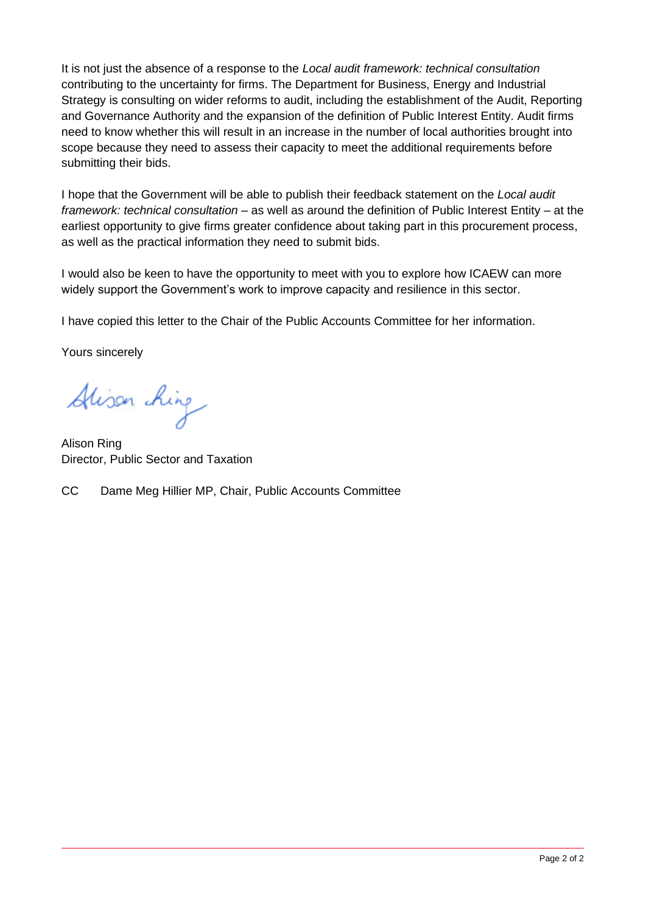It is not just the absence of a response to the *Local audit framework: technical consultation* contributing to the uncertainty for firms. The Department for Business, Energy and Industrial Strategy is consulting on wider reforms to audit, including the establishment of the Audit, Reporting and Governance Authority and the expansion of the definition of Public Interest Entity. Audit firms need to know whether this will result in an increase in the number of local authorities brought into scope because they need to assess their capacity to meet the additional requirements before submitting their bids.

I hope that the Government will be able to publish their feedback statement on the *Local audit framework: technical consultation* – as well as around the definition of Public Interest Entity – at the earliest opportunity to give firms greater confidence about taking part in this procurement process, as well as the practical information they need to submit bids.

I would also be keen to have the opportunity to meet with you to explore how ICAEW can more widely support the Government's work to improve capacity and resilience in this sector.

I have copied this letter to the Chair of the Public Accounts Committee for her information.

Yours sincerely

Alison Ring
Director, Public Sector and Taxation

CC Dame Meg Hillier MP, Chair, Public Accounts Committee